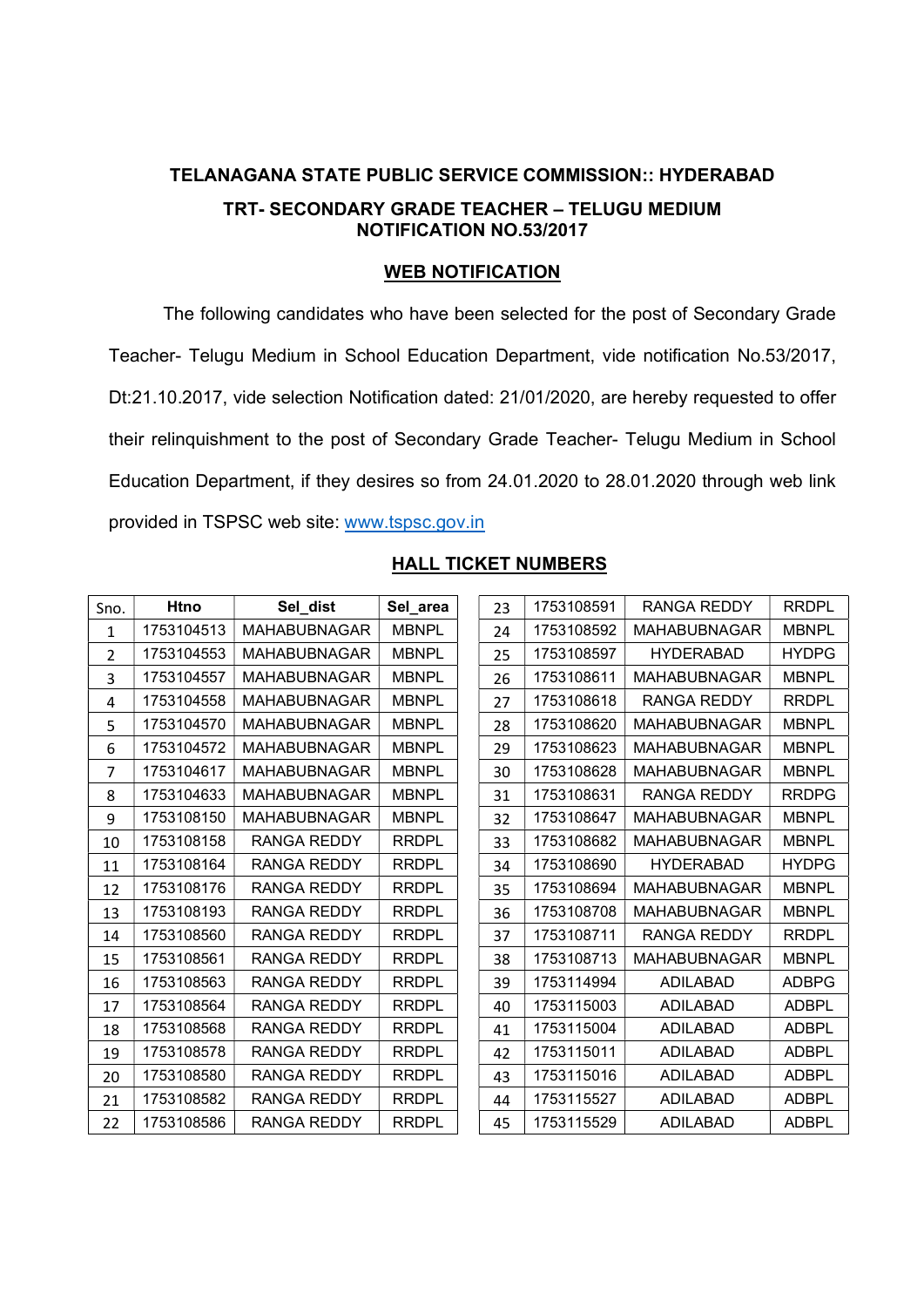**TELANAGANA STATE PUBLIC SERVICE COMMISSION:: HYDERABAD**

**TRT- SECONDARY GRADE TEACHER – TELUGU MEDIUM**
**NOTIFICATION NO.53/2017**

## WEB NOTIFICATION

The following candidates who have been selected for the post of Secondary Grade Teacher- Telugu Medium in School Education Department, vide notification No.53/2017, Dt:21.10.2017, vide selection Notification dated: 21/01/2020, are hereby requested to offer their relinquishment to the post of Secondary Grade Teacher- Telugu Medium in School Education Department, if they desires so from 24.01.2020 to 28.01.2020 through web link provided in TSPSC web site: www.tspsc.gov.in

## HALL TICKET NUMBERS

| Sno. | Htno | Sel_dist | Sel_area |
|---|---|---|---|
| 1 | 1753104513 | MAHABUBNAGAR | MBNPL |
| 2 | 1753104553 | MAHABUBNAGAR | MBNPL |
| 3 | 1753104557 | MAHABUBNAGAR | MBNPL |
| 4 | 1753104558 | MAHABUBNAGAR | MBNPL |
| 5 | 1753104570 | MAHABUBNAGAR | MBNPL |
| 6 | 1753104572 | MAHABUBNAGAR | MBNPL |
| 7 | 1753104617 | MAHABUBNAGAR | MBNPL |
| 8 | 1753104633 | MAHABUBNAGAR | MBNPL |
| 9 | 1753108150 | MAHABUBNAGAR | MBNPL |
| 10 | 1753108158 | RANGA REDDY | RRDPL |
| 11 | 1753108164 | RANGA REDDY | RRDPL |
| 12 | 1753108176 | RANGA REDDY | RRDPL |
| 13 | 1753108193 | RANGA REDDY | RRDPL |
| 14 | 1753108560 | RANGA REDDY | RRDPL |
| 15 | 1753108561 | RANGA REDDY | RRDPL |
| 16 | 1753108563 | RANGA REDDY | RRDPL |
| 17 | 1753108564 | RANGA REDDY | RRDPL |
| 18 | 1753108568 | RANGA REDDY | RRDPL |
| 19 | 1753108578 | RANGA REDDY | RRDPL |
| 20 | 1753108580 | RANGA REDDY | RRDPL |
| 21 | 1753108582 | RANGA REDDY | RRDPL |
| 22 | 1753108586 | RANGA REDDY | RRDPL |
| 23 | 1753108591 | RANGA REDDY | RRDPL |
| 24 | 1753108592 | MAHABUBNAGAR | MBNPL |
| 25 | 1753108597 | HYDERABAD | HYDPG |
| 26 | 1753108611 | MAHABUBNAGAR | MBNPL |
| 27 | 1753108618 | RANGA REDDY | RRDPL |
| 28 | 1753108620 | MAHABUBNAGAR | MBNPL |
| 29 | 1753108623 | MAHABUBNAGAR | MBNPL |
| 30 | 1753108628 | MAHABUBNAGAR | MBNPL |
| 31 | 1753108631 | RANGA REDDY | RRDPG |
| 32 | 1753108647 | MAHABUBNAGAR | MBNPL |
| 33 | 1753108682 | MAHABUBNAGAR | MBNPL |
| 34 | 1753108690 | HYDERABAD | HYDPG |
| 35 | 1753108694 | MAHABUBNAGAR | MBNPL |
| 36 | 1753108708 | MAHABUBNAGAR | MBNPL |
| 37 | 1753108711 | RANGA REDDY | RRDPL |
| 38 | 1753108713 | MAHABUBNAGAR | MBNPL |
| 39 | 1753114994 | ADILABAD | ADBPG |
| 40 | 1753115003 | ADILABAD | ADBPL |
| 41 | 1753115004 | ADILABAD | ADBPL |
| 42 | 1753115011 | ADILABAD | ADBPL |
| 43 | 1753115016 | ADILABAD | ADBPL |
| 44 | 1753115527 | ADILABAD | ADBPL |
| 45 | 1753115529 | ADILABAD | ADBPL |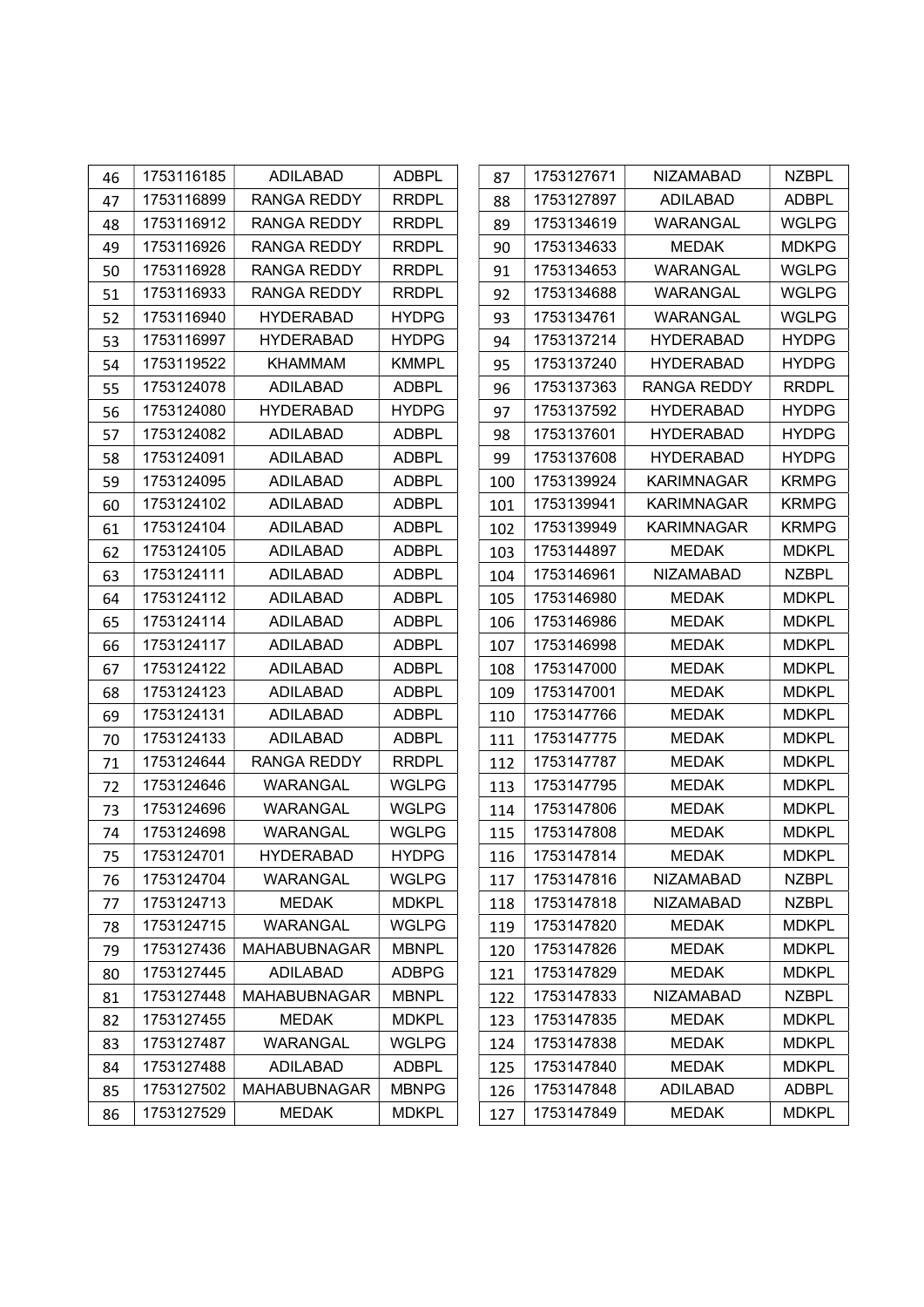| 46 | 1753116185 | ADILABAD | ADBPL |
|---|---|---|---|
| 47 | 1753116899 | RANGA REDDY | RRDPL |
| 48 | 1753116912 | RANGA REDDY | RRDPL |
| 49 | 1753116926 | RANGA REDDY | RRDPL |
| 50 | 1753116928 | RANGA REDDY | RRDPL |
| 51 | 1753116933 | RANGA REDDY | RRDPL |
| 52 | 1753116940 | HYDERABAD | HYDPG |
| 53 | 1753116997 | HYDERABAD | HYDPG |
| 54 | 1753119522 | KHAMMAM | KMMPL |
| 55 | 1753124078 | ADILABAD | ADBPL |
| 56 | 1753124080 | HYDERABAD | HYDPG |
| 57 | 1753124082 | ADILABAD | ADBPL |
| 58 | 1753124091 | ADILABAD | ADBPL |
| 59 | 1753124095 | ADILABAD | ADBPL |
| 60 | 1753124102 | ADILABAD | ADBPL |
| 61 | 1753124104 | ADILABAD | ADBPL |
| 62 | 1753124105 | ADILABAD | ADBPL |
| 63 | 1753124111 | ADILABAD | ADBPL |
| 64 | 1753124112 | ADILABAD | ADBPL |
| 65 | 1753124114 | ADILABAD | ADBPL |
| 66 | 1753124117 | ADILABAD | ADBPL |
| 67 | 1753124122 | ADILABAD | ADBPL |
| 68 | 1753124123 | ADILABAD | ADBPL |
| 69 | 1753124131 | ADILABAD | ADBPL |
| 70 | 1753124133 | ADILABAD | ADBPL |
| 71 | 1753124644 | RANGA REDDY | RRDPL |
| 72 | 1753124646 | WARANGAL | WGLPG |
| 73 | 1753124696 | WARANGAL | WGLPG |
| 74 | 1753124698 | WARANGAL | WGLPG |
| 75 | 1753124701 | HYDERABAD | HYDPG |
| 76 | 1753124704 | WARANGAL | WGLPG |
| 77 | 1753124713 | MEDAK | MDKPL |
| 78 | 1753124715 | WARANGAL | WGLPG |
| 79 | 1753127436 | MAHABUBNAGAR | MBNPL |
| 80 | 1753127445 | ADILABAD | ADBPG |
| 81 | 1753127448 | MAHABUBNAGAR | MBNPL |
| 82 | 1753127455 | MEDAK | MDKPL |
| 83 | 1753127487 | WARANGAL | WGLPG |
| 84 | 1753127488 | ADILABAD | ADBPL |
| 85 | 1753127502 | MAHABUBNAGAR | MBNPG |
| 86 | 1753127529 | MEDAK | MDKPL |
| 87 | 1753127671 | NIZAMABAD | NZBPL |
| 88 | 1753127897 | ADILABAD | ADBPL |
| 89 | 1753134619 | WARANGAL | WGLPG |
| 90 | 1753134633 | MEDAK | MDKPG |
| 91 | 1753134653 | WARANGAL | WGLPG |
| 92 | 1753134688 | WARANGAL | WGLPG |
| 93 | 1753134761 | WARANGAL | WGLPG |
| 94 | 1753137214 | HYDERABAD | HYDPG |
| 95 | 1753137240 | HYDERABAD | HYDPG |
| 96 | 1753137363 | RANGA REDDY | RRDPL |
| 97 | 1753137592 | HYDERABAD | HYDPG |
| 98 | 1753137601 | HYDERABAD | HYDPG |
| 99 | 1753137608 | HYDERABAD | HYDPG |
| 100 | 1753139924 | KARIMNAGAR | KRMPG |
| 101 | 1753139941 | KARIMNAGAR | KRMPG |
| 102 | 1753139949 | KARIMNAGAR | KRMPG |
| 103 | 1753144897 | MEDAK | MDKPL |
| 104 | 1753146961 | NIZAMABAD | NZBPL |
| 105 | 1753146980 | MEDAK | MDKPL |
| 106 | 1753146986 | MEDAK | MDKPL |
| 107 | 1753146998 | MEDAK | MDKPL |
| 108 | 1753147000 | MEDAK | MDKPL |
| 109 | 1753147001 | MEDAK | MDKPL |
| 110 | 1753147766 | MEDAK | MDKPL |
| 111 | 1753147775 | MEDAK | MDKPL |
| 112 | 1753147787 | MEDAK | MDKPL |
| 113 | 1753147795 | MEDAK | MDKPL |
| 114 | 1753147806 | MEDAK | MDKPL |
| 115 | 1753147808 | MEDAK | MDKPL |
| 116 | 1753147814 | MEDAK | MDKPL |
| 117 | 1753147816 | NIZAMABAD | NZBPL |
| 118 | 1753147818 | NIZAMABAD | NZBPL |
| 119 | 1753147820 | MEDAK | MDKPL |
| 120 | 1753147826 | MEDAK | MDKPL |
| 121 | 1753147829 | MEDAK | MDKPL |
| 122 | 1753147833 | NIZAMABAD | NZBPL |
| 123 | 1753147835 | MEDAK | MDKPL |
| 124 | 1753147838 | MEDAK | MDKPL |
| 125 | 1753147840 | MEDAK | MDKPL |
| 126 | 1753147848 | ADILABAD | ADBPL |
| 127 | 1753147849 | MEDAK | MDKPL |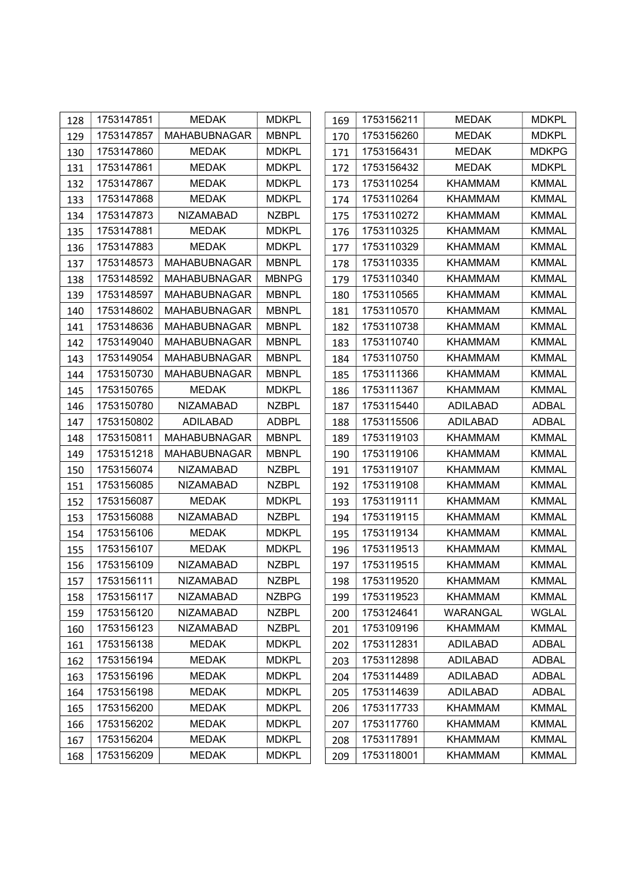| | | | |
|---|---|---|---|
| 128 | 1753147851 | MEDAK | MDKPL |
| 129 | 1753147857 | MAHABUBNAGAR | MBNPL |
| 130 | 1753147860 | MEDAK | MDKPL |
| 131 | 1753147861 | MEDAK | MDKPL |
| 132 | 1753147867 | MEDAK | MDKPL |
| 133 | 1753147868 | MEDAK | MDKPL |
| 134 | 1753147873 | NIZAMABAD | NZBPL |
| 135 | 1753147881 | MEDAK | MDKPL |
| 136 | 1753147883 | MEDAK | MDKPL |
| 137 | 1753148573 | MAHABUBNAGAR | MBNPL |
| 138 | 1753148592 | MAHABUBNAGAR | MBNPG |
| 139 | 1753148597 | MAHABUBNAGAR | MBNPL |
| 140 | 1753148602 | MAHABUBNAGAR | MBNPL |
| 141 | 1753148636 | MAHABUBNAGAR | MBNPL |
| 142 | 1753149040 | MAHABUBNAGAR | MBNPL |
| 143 | 1753149054 | MAHABUBNAGAR | MBNPL |
| 144 | 1753150730 | MAHABUBNAGAR | MBNPL |
| 145 | 1753150765 | MEDAK | MDKPL |
| 146 | 1753150780 | NIZAMABAD | NZBPL |
| 147 | 1753150802 | ADILABAD | ADBPL |
| 148 | 1753150811 | MAHABUBNAGAR | MBNPL |
| 149 | 1753151218 | MAHABUBNAGAR | MBNPL |
| 150 | 1753156074 | NIZAMABAD | NZBPL |
| 151 | 1753156085 | NIZAMABAD | NZBPL |
| 152 | 1753156087 | MEDAK | MDKPL |
| 153 | 1753156088 | NIZAMABAD | NZBPL |
| 154 | 1753156106 | MEDAK | MDKPL |
| 155 | 1753156107 | MEDAK | MDKPL |
| 156 | 1753156109 | NIZAMABAD | NZBPL |
| 157 | 1753156111 | NIZAMABAD | NZBPL |
| 158 | 1753156117 | NIZAMABAD | NZBPG |
| 159 | 1753156120 | NIZAMABAD | NZBPL |
| 160 | 1753156123 | NIZAMABAD | NZBPL |
| 161 | 1753156138 | MEDAK | MDKPL |
| 162 | 1753156194 | MEDAK | MDKPL |
| 163 | 1753156196 | MEDAK | MDKPL |
| 164 | 1753156198 | MEDAK | MDKPL |
| 165 | 1753156200 | MEDAK | MDKPL |
| 166 | 1753156202 | MEDAK | MDKPL |
| 167 | 1753156204 | MEDAK | MDKPL |
| 168 | 1753156209 | MEDAK | MDKPL |
| 169 | 1753156211 | MEDAK | MDKPL |
| 170 | 1753156260 | MEDAK | MDKPL |
| 171 | 1753156431 | MEDAK | MDKPG |
| 172 | 1753156432 | MEDAK | MDKPL |
| 173 | 1753110254 | KHAMMAM | KMMAL |
| 174 | 1753110264 | KHAMMAM | KMMAL |
| 175 | 1753110272 | KHAMMAM | KMMAL |
| 176 | 1753110325 | KHAMMAM | KMMAL |
| 177 | 1753110329 | KHAMMAM | KMMAL |
| 178 | 1753110335 | KHAMMAM | KMMAL |
| 179 | 1753110340 | KHAMMAM | KMMAL |
| 180 | 1753110565 | KHAMMAM | KMMAL |
| 181 | 1753110570 | KHAMMAM | KMMAL |
| 182 | 1753110738 | KHAMMAM | KMMAL |
| 183 | 1753110740 | KHAMMAM | KMMAL |
| 184 | 1753110750 | KHAMMAM | KMMAL |
| 185 | 1753111366 | KHAMMAM | KMMAL |
| 186 | 1753111367 | KHAMMAM | KMMAL |
| 187 | 1753115440 | ADILABAD | ADBAL |
| 188 | 1753115506 | ADILABAD | ADBAL |
| 189 | 1753119103 | KHAMMAM | KMMAL |
| 190 | 1753119106 | KHAMMAM | KMMAL |
| 191 | 1753119107 | KHAMMAM | KMMAL |
| 192 | 1753119108 | KHAMMAM | KMMAL |
| 193 | 1753119111 | KHAMMAM | KMMAL |
| 194 | 1753119115 | KHAMMAM | KMMAL |
| 195 | 1753119134 | KHAMMAM | KMMAL |
| 196 | 1753119513 | KHAMMAM | KMMAL |
| 197 | 1753119515 | KHAMMAM | KMMAL |
| 198 | 1753119520 | KHAMMAM | KMMAL |
| 199 | 1753119523 | KHAMMAM | KMMAL |
| 200 | 1753124641 | WARANGAL | WGLAL |
| 201 | 1753109196 | KHAMMAM | KMMAL |
| 202 | 1753112831 | ADILABAD | ADBAL |
| 203 | 1753112898 | ADILABAD | ADBAL |
| 204 | 1753114489 | ADILABAD | ADBAL |
| 205 | 1753114639 | ADILABAD | ADBAL |
| 206 | 1753117733 | KHAMMAM | KMMAL |
| 207 | 1753117760 | KHAMMAM | KMMAL |
| 208 | 1753117891 | KHAMMAM | KMMAL |
| 209 | 1753118001 | KHAMMAM | KMMAL |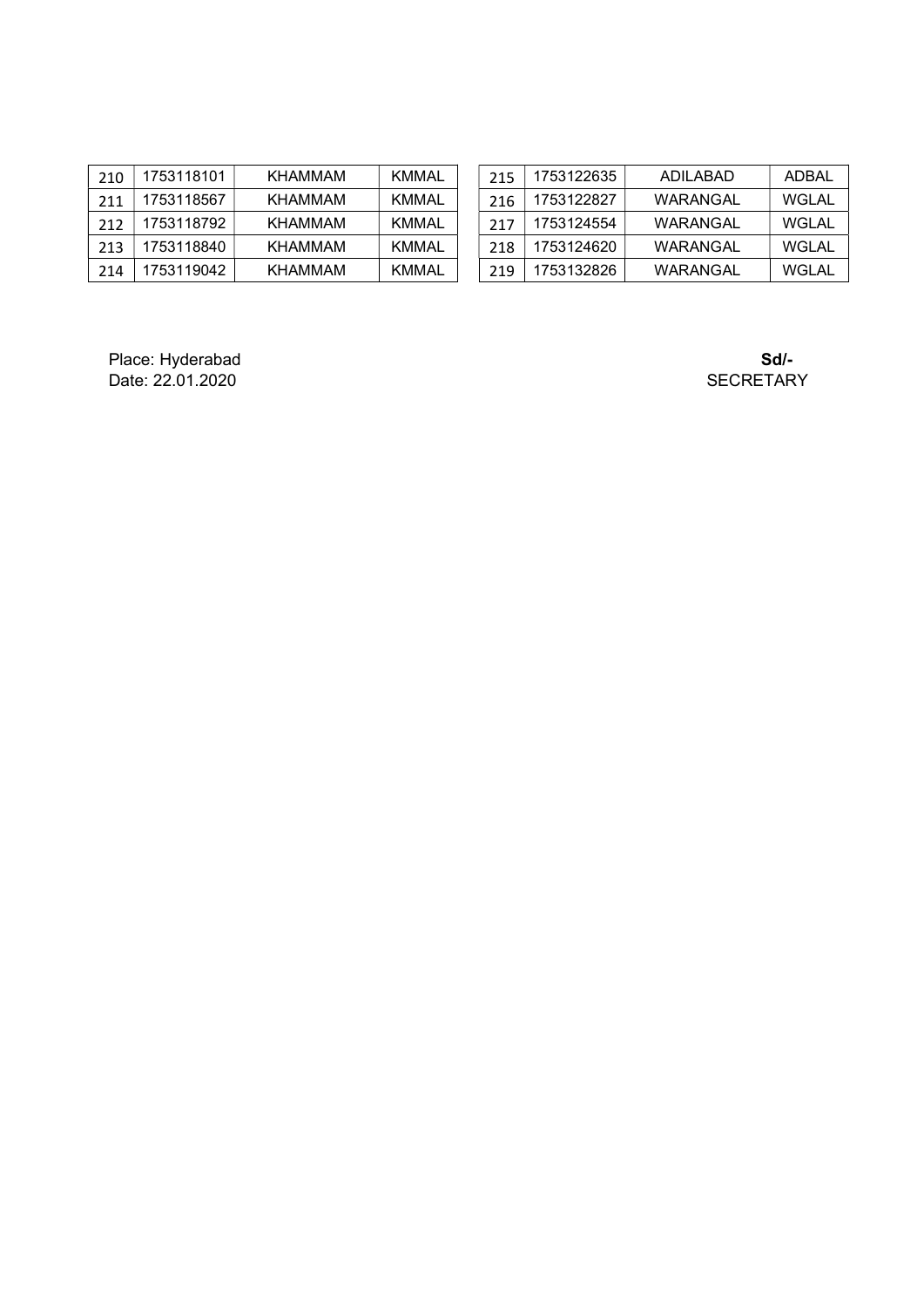| | | | |
|---|---|---|---|
| 210 | 1753118101 | KHAMMAM | KMMAL |
| 211 | 1753118567 | KHAMMAM | KMMAL |
| 212 | 1753118792 | KHAMMAM | KMMAL |
| 213 | 1753118840 | KHAMMAM | KMMAL |
| 214 | 1753119042 | KHAMMAM | KMMAL |
| 215 | 1753122635 | ADILABAD | ADBAL |
| 216 | 1753122827 | WARANGAL | WGLAL |
| 217 | 1753124554 | WARANGAL | WGLAL |
| 218 | 1753124620 | WARANGAL | WGLAL |
| 219 | 1753132826 | WARANGAL | WGLAL |

Place: Hyderabad
Date: 22.01.2020

**Sd/-**
SECRETARY